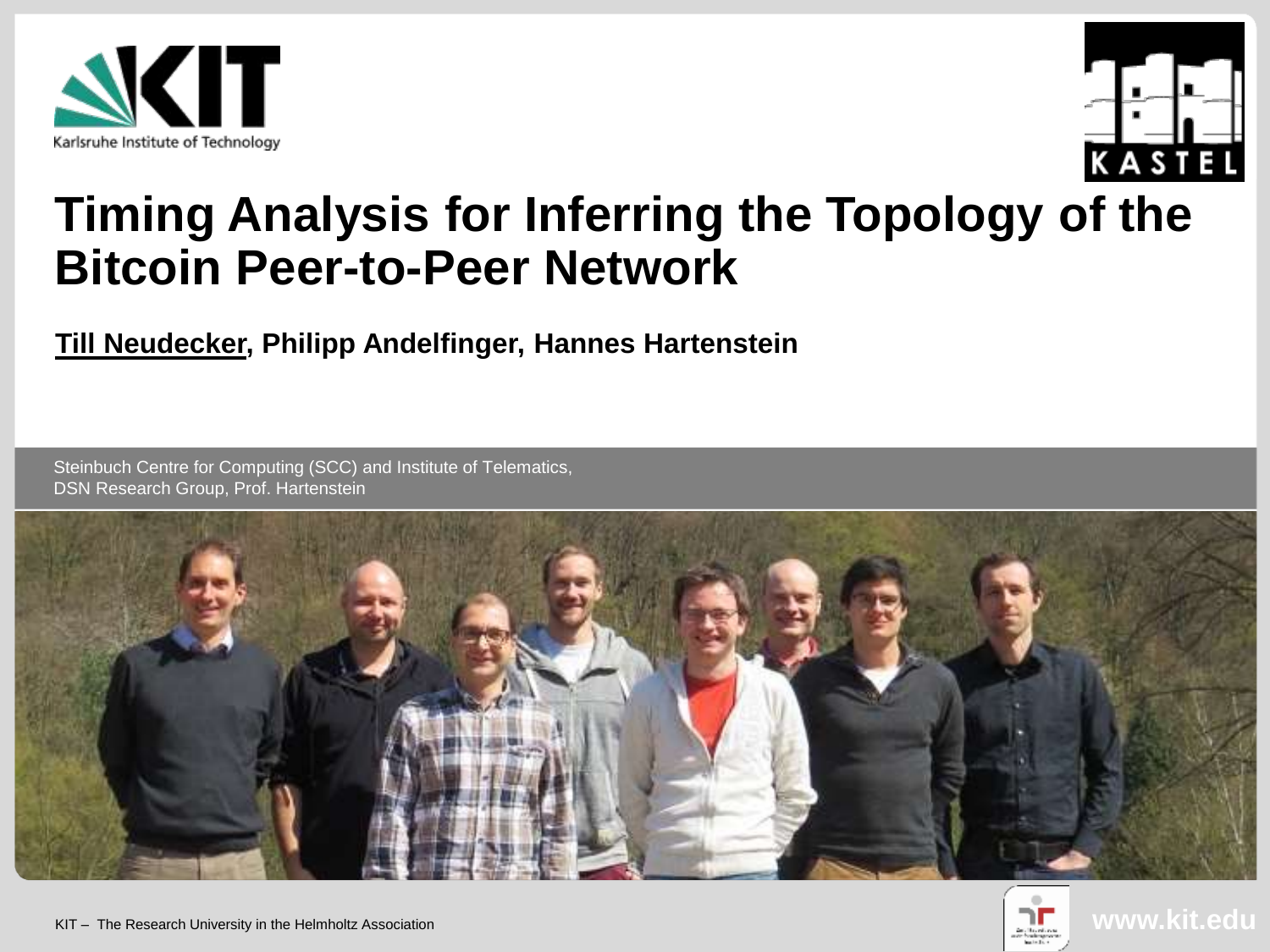# Timing Analysis for Inferring the Topology of the Bitcoin Peer-to-Peer Network

**Till Neudecker, Philipp Andelfinger, Hannes Hartenstein**

Steinbuch Centre for Computing (SCC) and Institute of Telematics,
DSN Research Group, Prof. Hartenstein

KIT – The Research University in the Helmholtz Association

**www.kit.edu**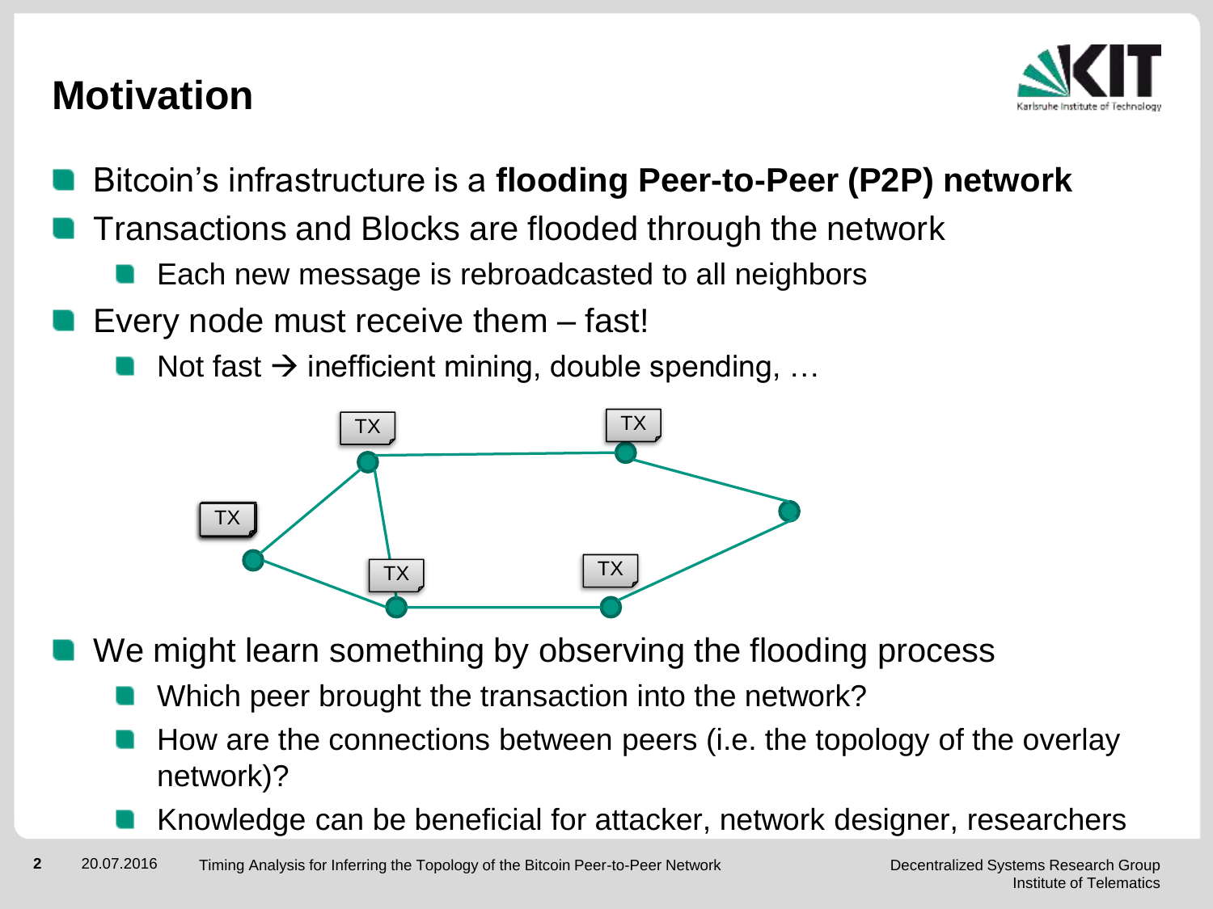# Motivation

- Bitcoin's infrastructure is a **flooding Peer-to-Peer (P2P) network**
- Transactions and Blocks are flooded through the network
  - Each new message is rebroadcasted to all neighbors
- Every node must receive them – fast!
  - Not fast → inefficient mining, double spending, …

- We might learn something by observing the flooding process
  - Which peer brought the transaction into the network?
  - How are the connections between peers (i.e. the topology of the overlay network)?
  - Knowledge can be beneficial for attacker, network designer, researchers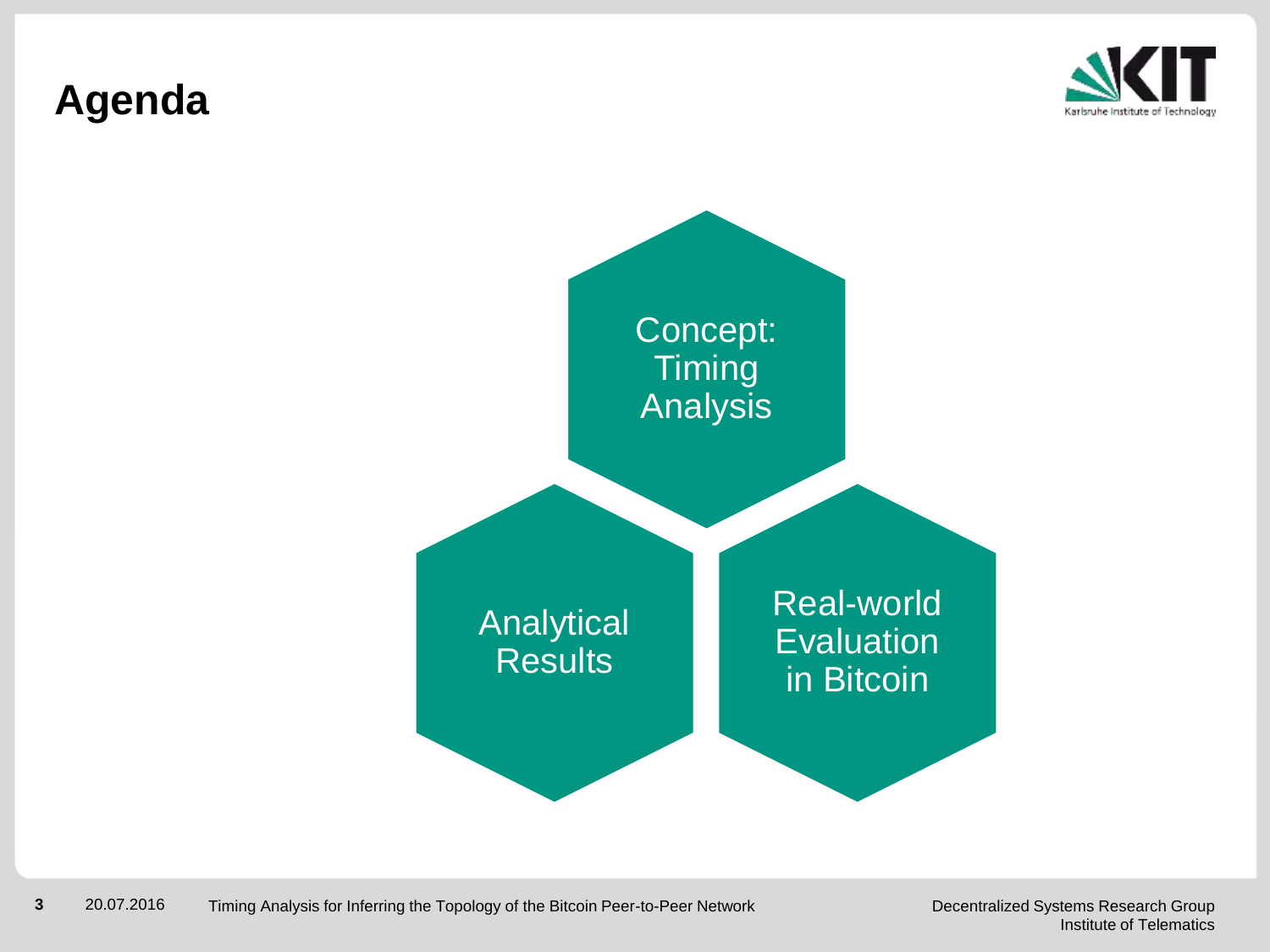# Agenda

- Concept: Timing Analysis
- Analytical Results
- Real-world Evaluation in Bitcoin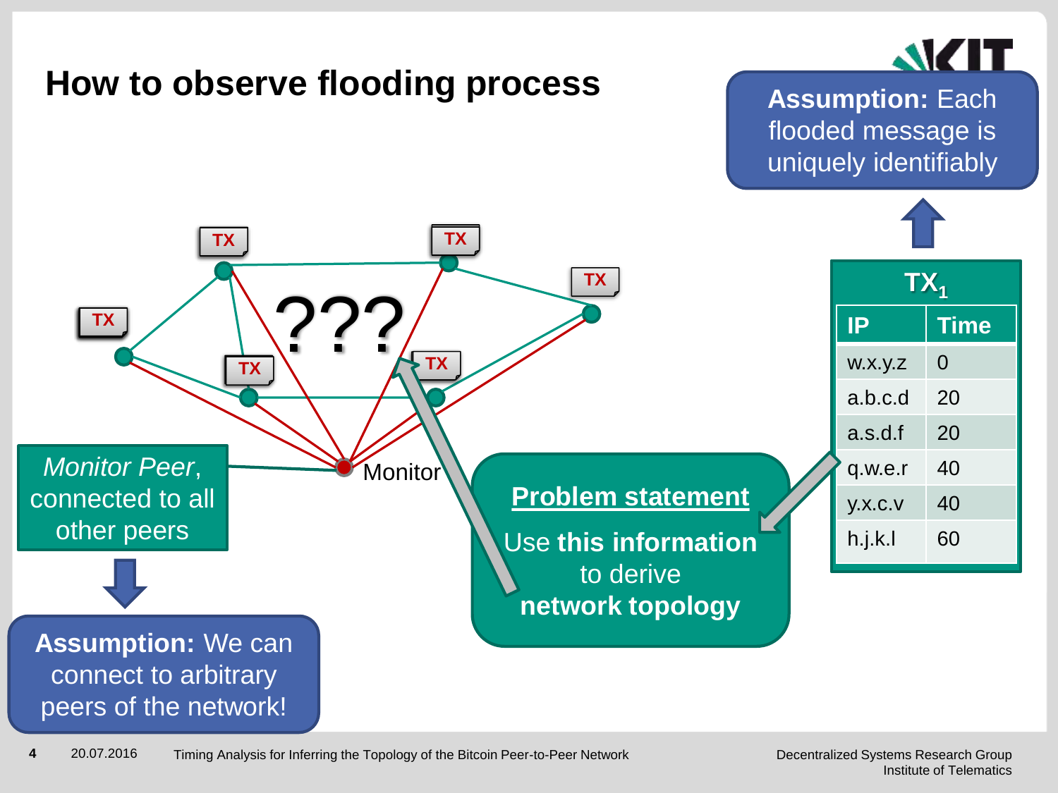# How to observe flooding process

**Assumption:** Each flooded message is uniquely identifiably

TX ??? TX TX TX TX TX

Monitor

*Monitor Peer*, connected to all other peers

**Assumption:** We can connect to arbitrary peers of the network!

**Problem statement**

Use **this information** to derive **network topology**

| $TX_1$ | |
|---|---|
| **IP** | **Time** |
| w.x.y.z | 0 |
| a.b.c.d | 20 |
| a.s.d.f | 20 |
| q.w.e.r | 40 |
| y.x.c.v | 40 |
| h.j.k.l | 60 |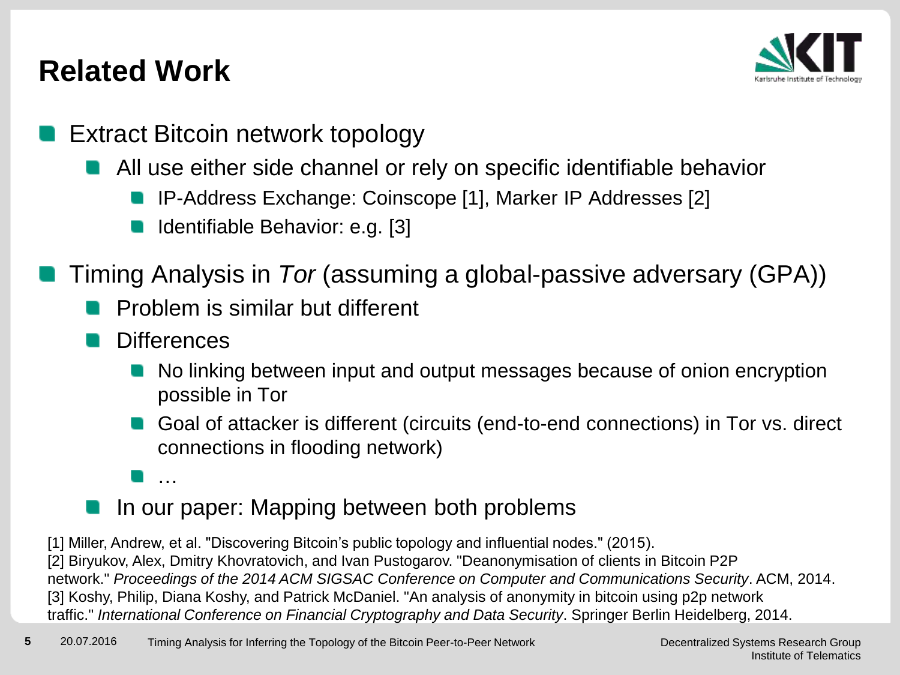# Related Work

- Extract Bitcoin network topology
  - All use either side channel or rely on specific identifiable behavior
    - IP-Address Exchange: Coinscope [1], Marker IP Addresses [2]
    - Identifiable Behavior: e.g. [3]
- Timing Analysis in *Tor* (assuming a global-passive adversary (GPA))
  - Problem is similar but different
  - Differences
    - No linking between input and output messages because of onion encryption possible in Tor
    - Goal of attacker is different (circuits (end-to-end connections) in Tor vs. direct connections in flooding network)
    - …
  - In our paper: Mapping between both problems

[1] Miller, Andrew, et al. "Discovering Bitcoin's public topology and influential nodes." (2015).
[2] Biryukov, Alex, Dmitry Khovratovich, and Ivan Pustogarov. "Deanonymisation of clients in Bitcoin P2P network." *Proceedings of the 2014 ACM SIGSAC Conference on Computer and Communications Security*. ACM, 2014.
[3] Koshy, Philip, Diana Koshy, and Patrick McDaniel. "An analysis of anonymity in bitcoin using p2p network traffic." *International Conference on Financial Cryptography and Data Security*. Springer Berlin Heidelberg, 2014.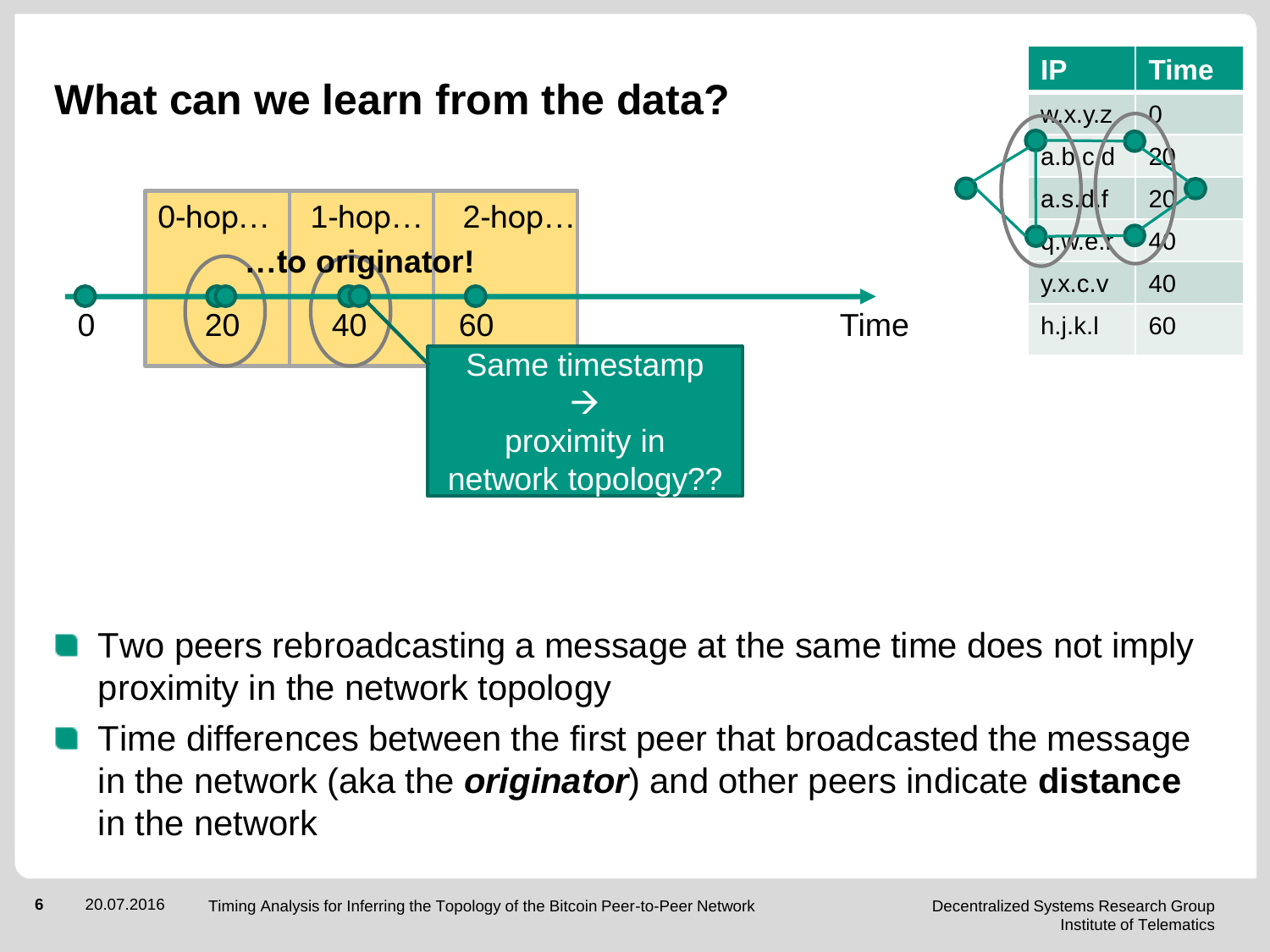# What can we learn from the data?

| IP | Time |
|---|---|
| w.x.y.z | 0 |
| a.b.c.d | 20 |
| a.s.d.f | 20 |
| q.w.e.r | 40 |
| y.x.c.v | 40 |
| h.j.k.l | 60 |

0-hop… 1-hop… 2-hop… …to originator!

0 20 40 60 Time

Same timestamp → proximity in network topology??

- Two peers rebroadcasting a message at the same time does not imply proximity in the network topology
- Time differences between the first peer that broadcasted the message in the network (aka the ***originator***) and other peers indicate **distance** in the network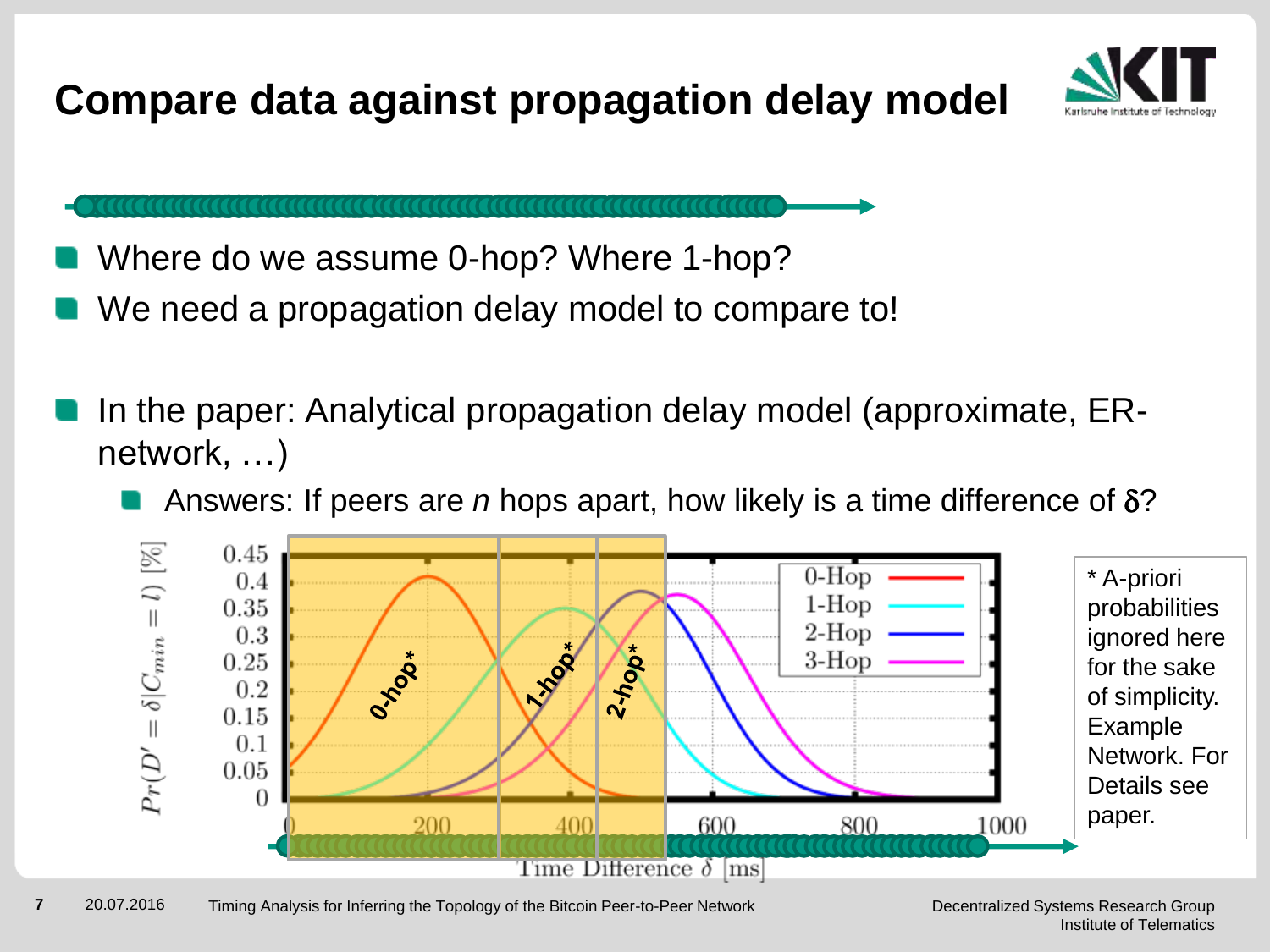# Compare data against propagation delay model

- Where do we assume 0-hop? Where 1-hop?
- We need a propagation delay model to compare to!

- In the paper: Analytical propagation delay model (approximate, ER-network, …)
  - Answers: If peers are *n* hops apart, how likely is a time difference of $\delta$?

$Pr(D' = \delta | C_{min} = l)$ [%]

0-hop* | 1-hop* | 2-hop*

Legend: 0-Hop, 1-Hop, 2-Hop, 3-Hop

Time Difference $\delta$ [ms]

\* A-priori probabilities ignored here for the sake of simplicity. Example Network. For Details see paper.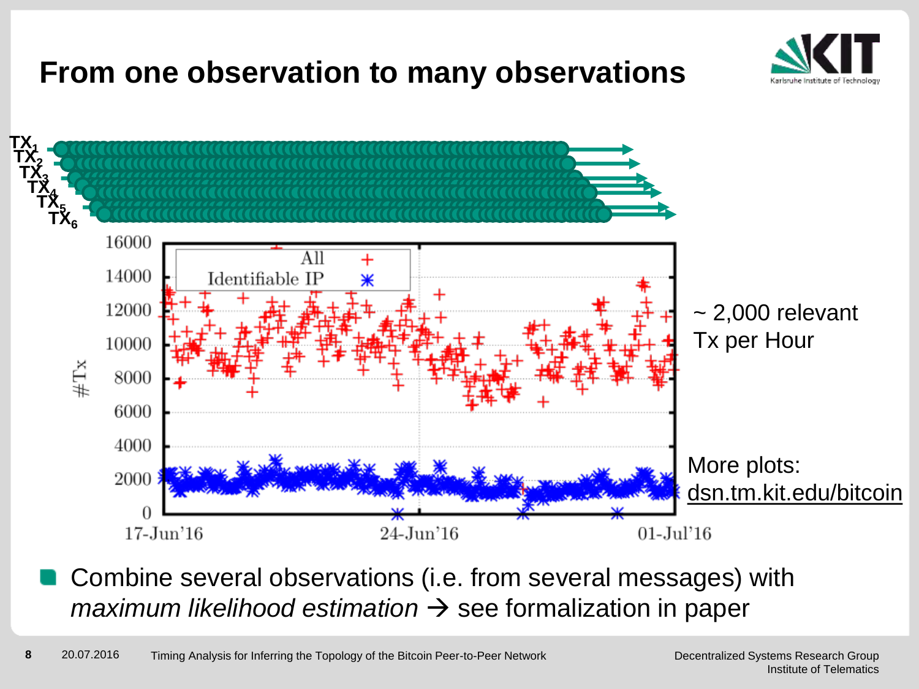# From one observation to many observations

~ 2,000 relevant Tx per Hour

More plots: dsn.tm.kit.edu/bitcoin

- Combine several observations (i.e. from several messages) with *maximum likelihood estimation* → see formalization in paper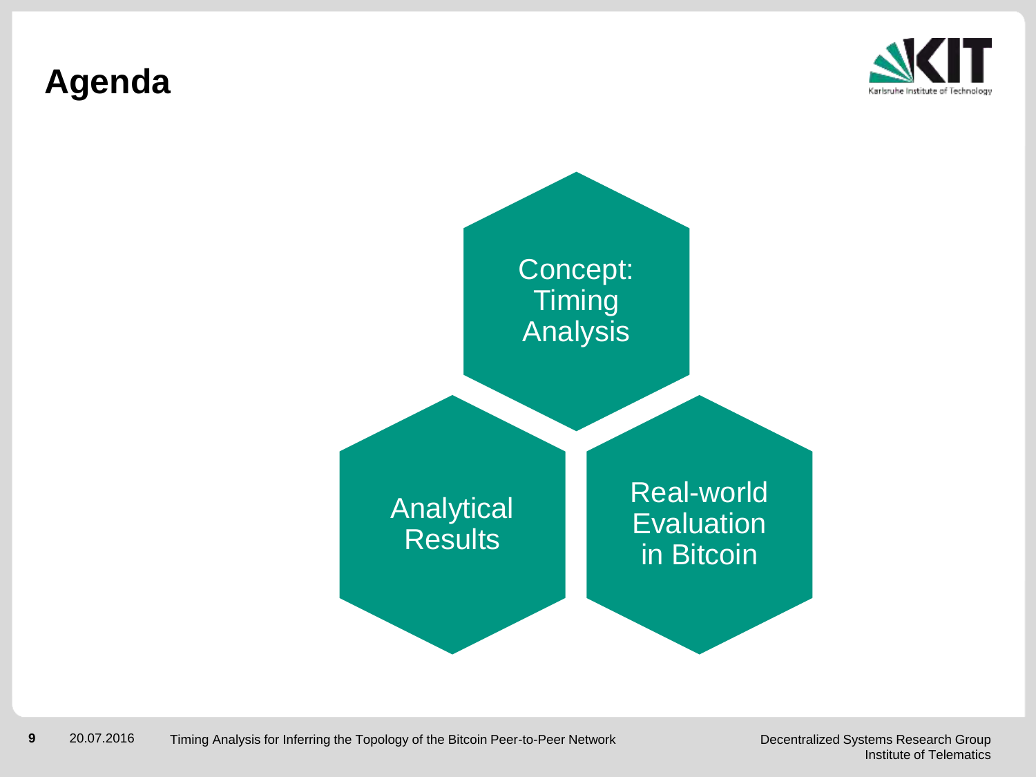# Agenda

- Concept: Timing Analysis
- Analytical Results
- Real-world Evaluation in Bitcoin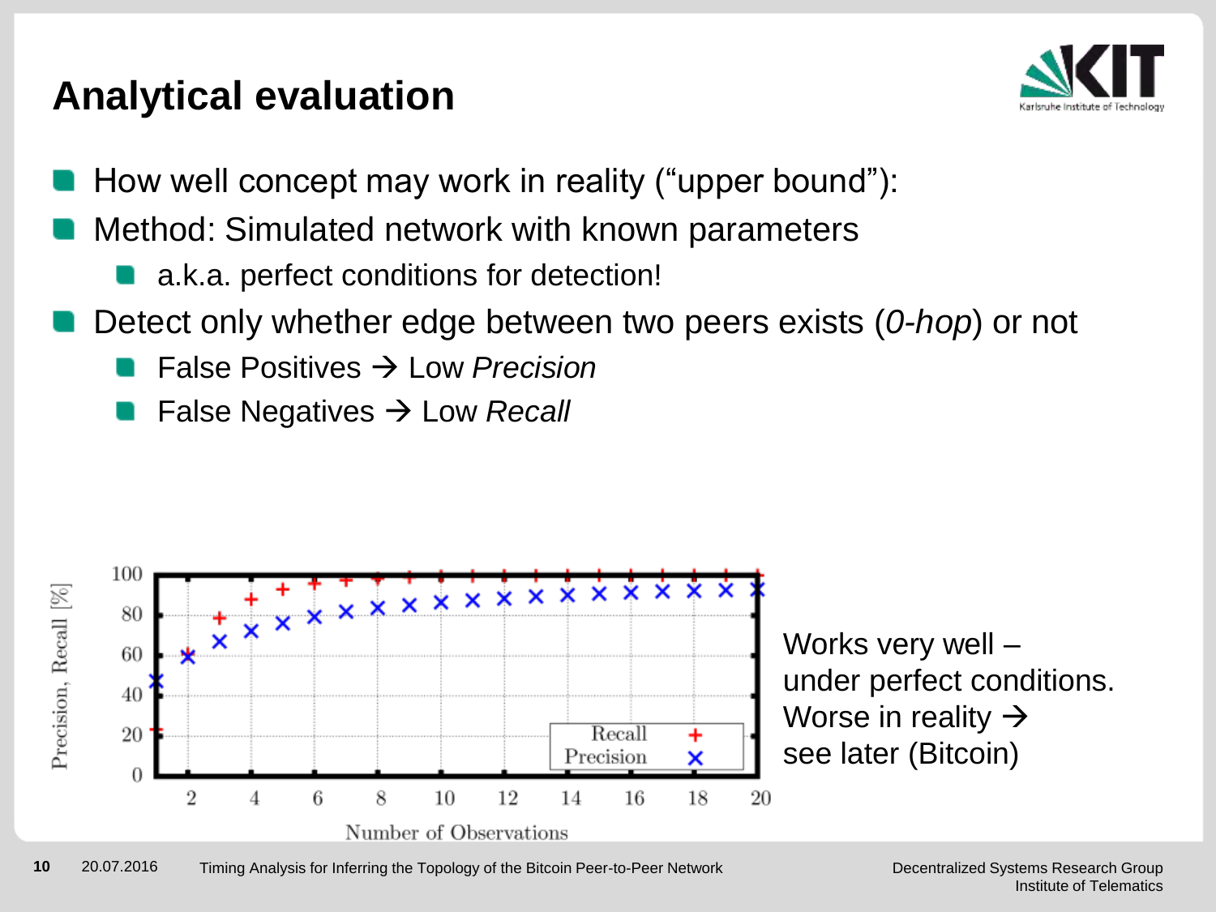# Analytical evaluation

- How well concept may work in reality (“upper bound”):
- Method: Simulated network with known parameters
  - a.k.a. perfect conditions for detection!
- Detect only whether edge between two peers exists (*0-hop*) or not
  - False Positives → Low *Precision*
  - False Negatives → Low *Recall*

Works very well – under perfect conditions. Worse in reality → see later (Bitcoin)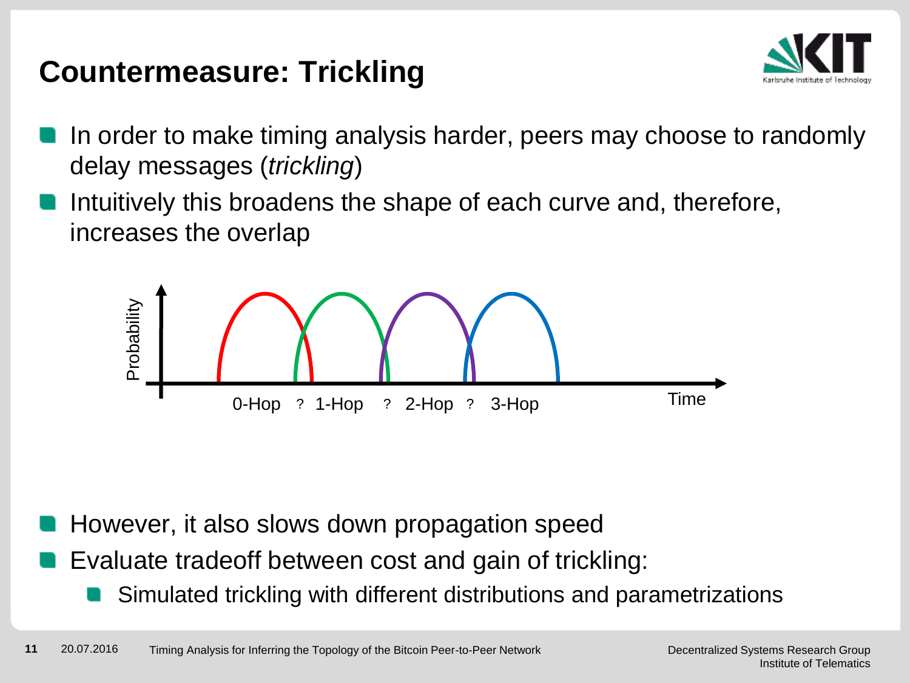# Countermeasure: Trickling

- In order to make timing analysis harder, peers may choose to randomly delay messages (*trickling*)
- Intuitively this broadens the shape of each curve and, therefore, increases the overlap

Probability

0-Hop ? 1-Hop ? 2-Hop ? 3-Hop

Time

- However, it also slows down propagation speed
- Evaluate tradeoff between cost and gain of trickling:
  - Simulated trickling with different distributions and parametrizations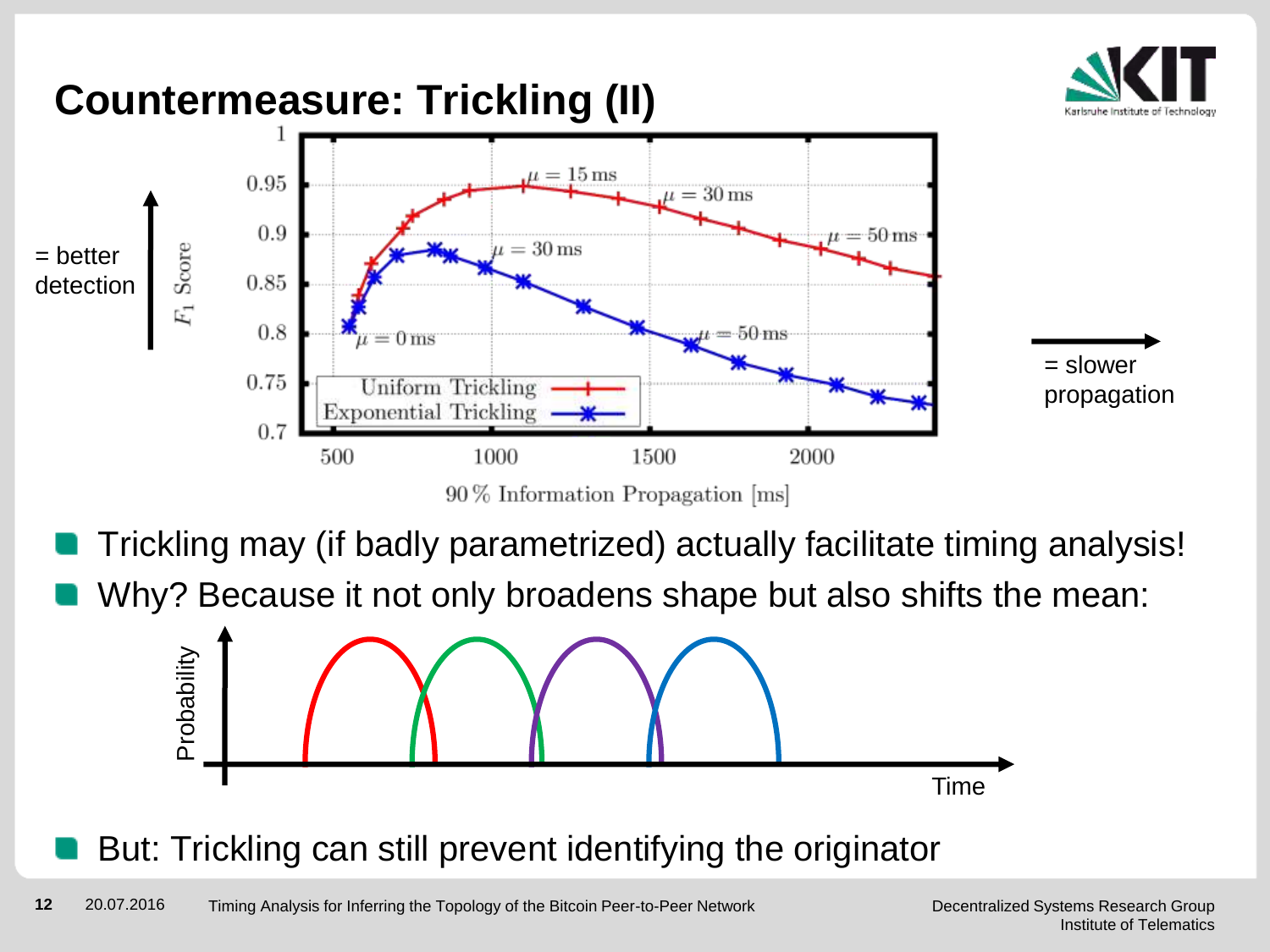# Countermeasure: Trickling (II)

= better detection

= slower propagation

- Trickling may (if badly parametrized) actually facilitate timing analysis!
- Why? Because it not only broadens shape but also shifts the mean:

- But: Trickling can still prevent identifying the originator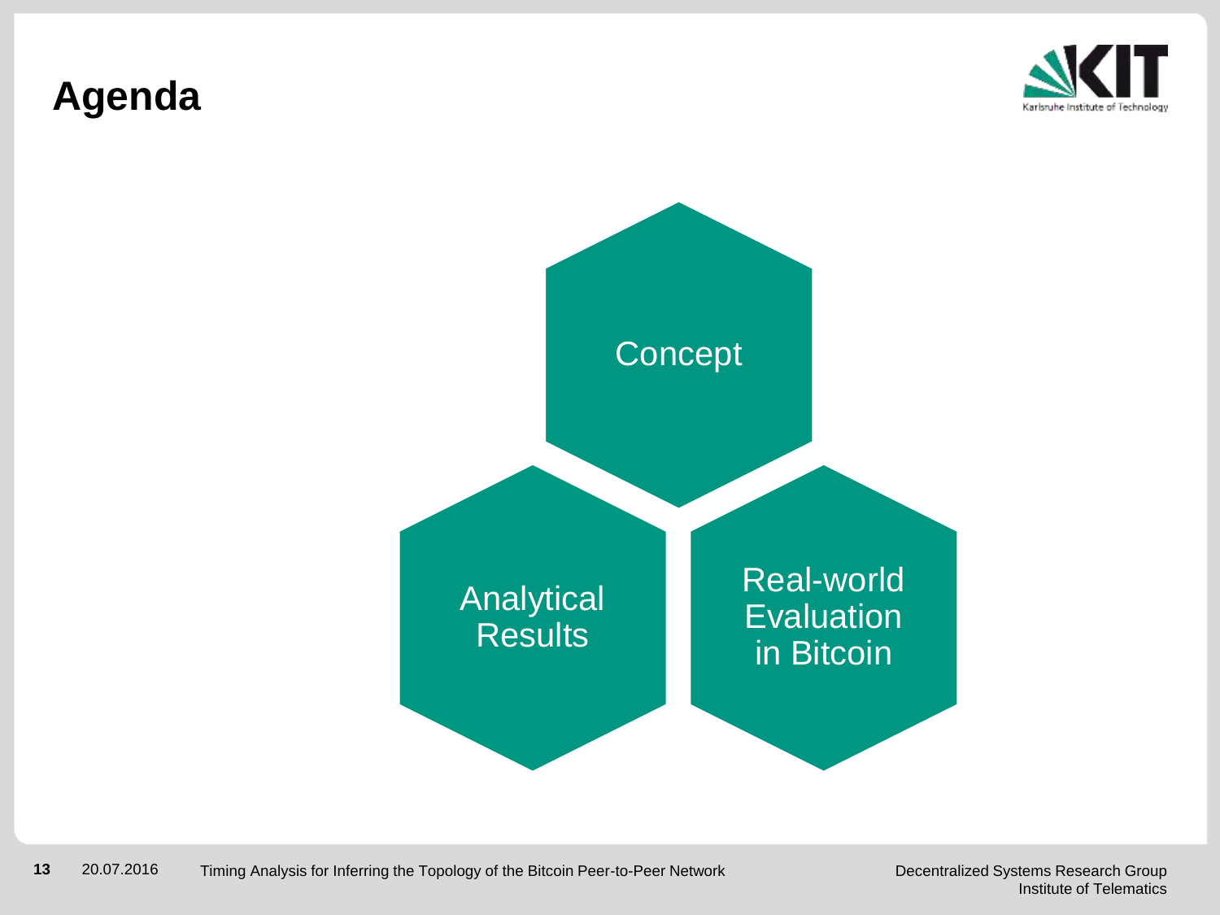# Agenda

- Concept
- Analytical Results
- Real-world Evaluation in Bitcoin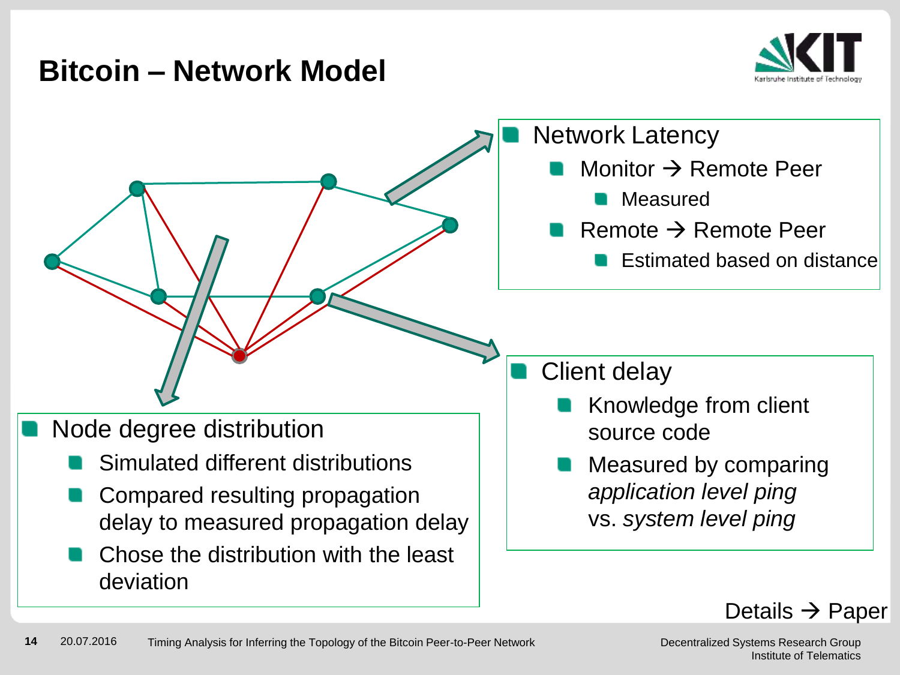# Bitcoin – Network Model

- Network Latency
  - Monitor → Remote Peer
    - Measured
  - Remote → Remote Peer
    - Estimated based on distance

- Client delay
  - Knowledge from client source code
  - Measured by comparing *application level ping* vs. *system level ping*

- Node degree distribution
  - Simulated different distributions
  - Compared resulting propagation delay to measured propagation delay
  - Chose the distribution with the least deviation

Details → Paper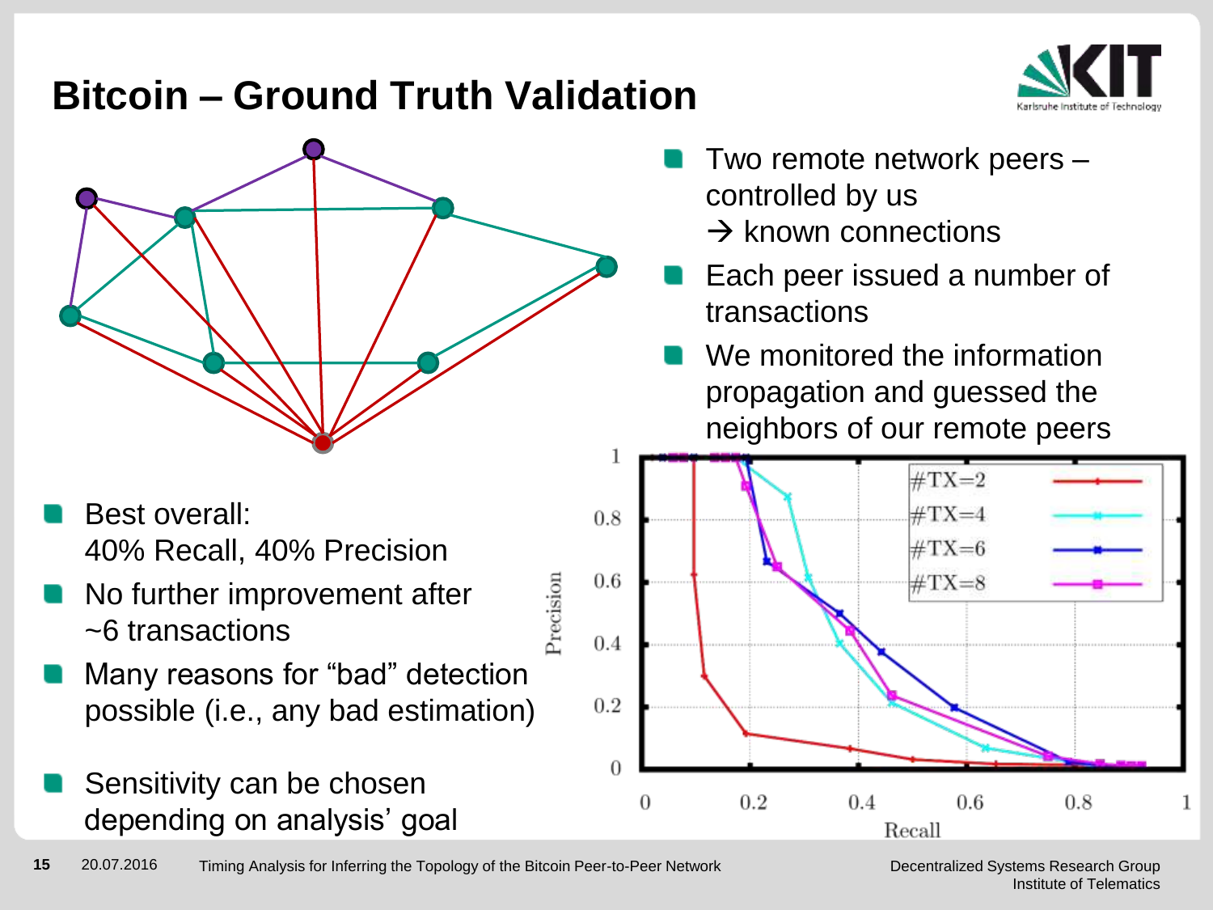# Bitcoin – Ground Truth Validation

- Two remote network peers – controlled by us → known connections
- Each peer issued a number of transactions
- We monitored the information propagation and guessed the neighbors of our remote peers

- Best overall: 40% Recall, 40% Precision
- No further improvement after ~6 transactions
- Many reasons for "bad" detection possible (i.e., any bad estimation)
- Sensitivity can be chosen depending on analysis' goal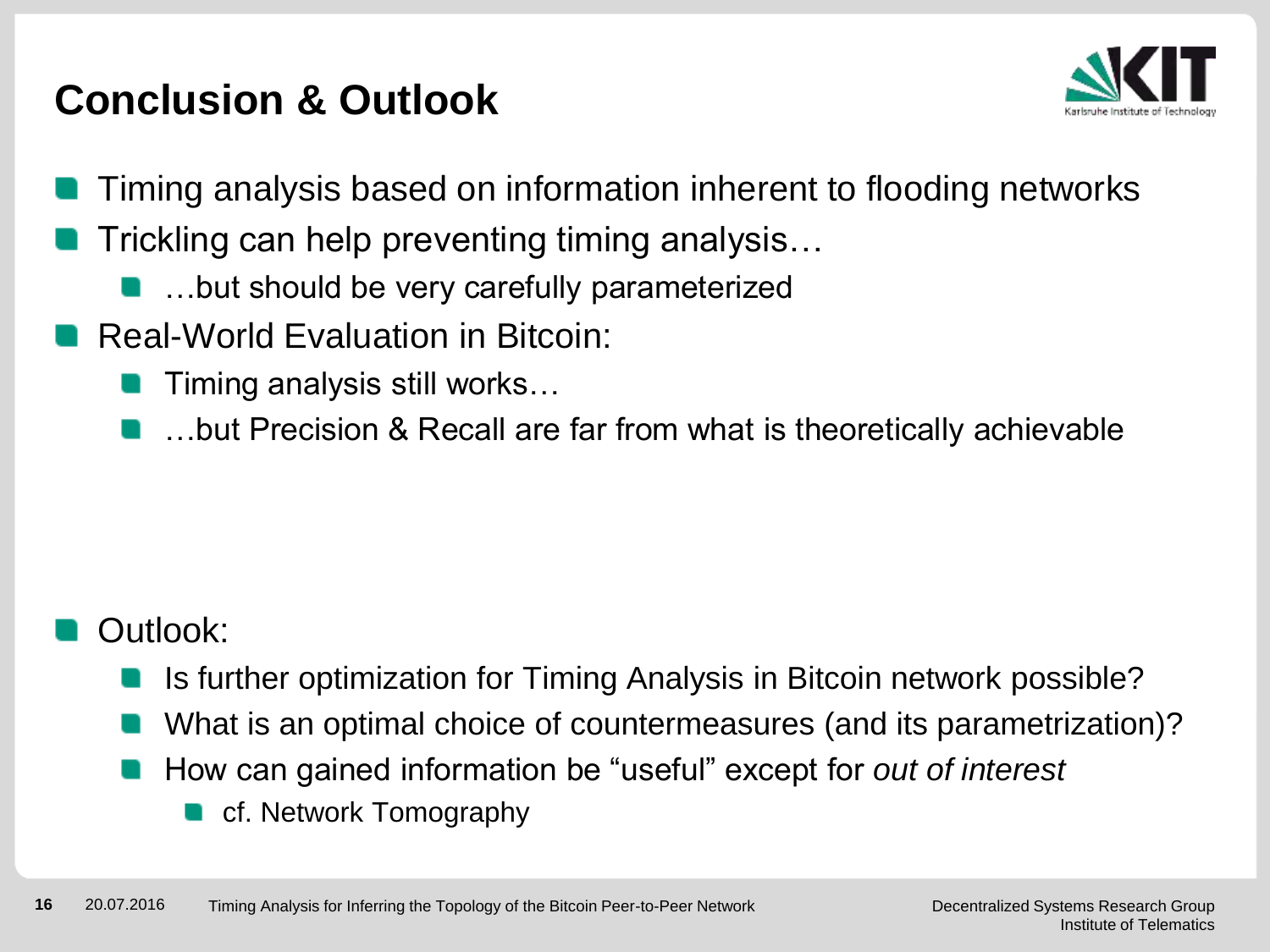# Conclusion & Outlook

- Timing analysis based on information inherent to flooding networks
- Trickling can help preventing timing analysis…
  - …but should be very carefully parameterized
- Real-World Evaluation in Bitcoin:
  - Timing analysis still works…
  - …but Precision & Recall are far from what is theoretically achievable

- Outlook:
  - Is further optimization for Timing Analysis in Bitcoin network possible?
  - What is an optimal choice of countermeasures (and its parametrization)?
  - How can gained information be "useful" except for *out of interest*
    - cf. Network Tomography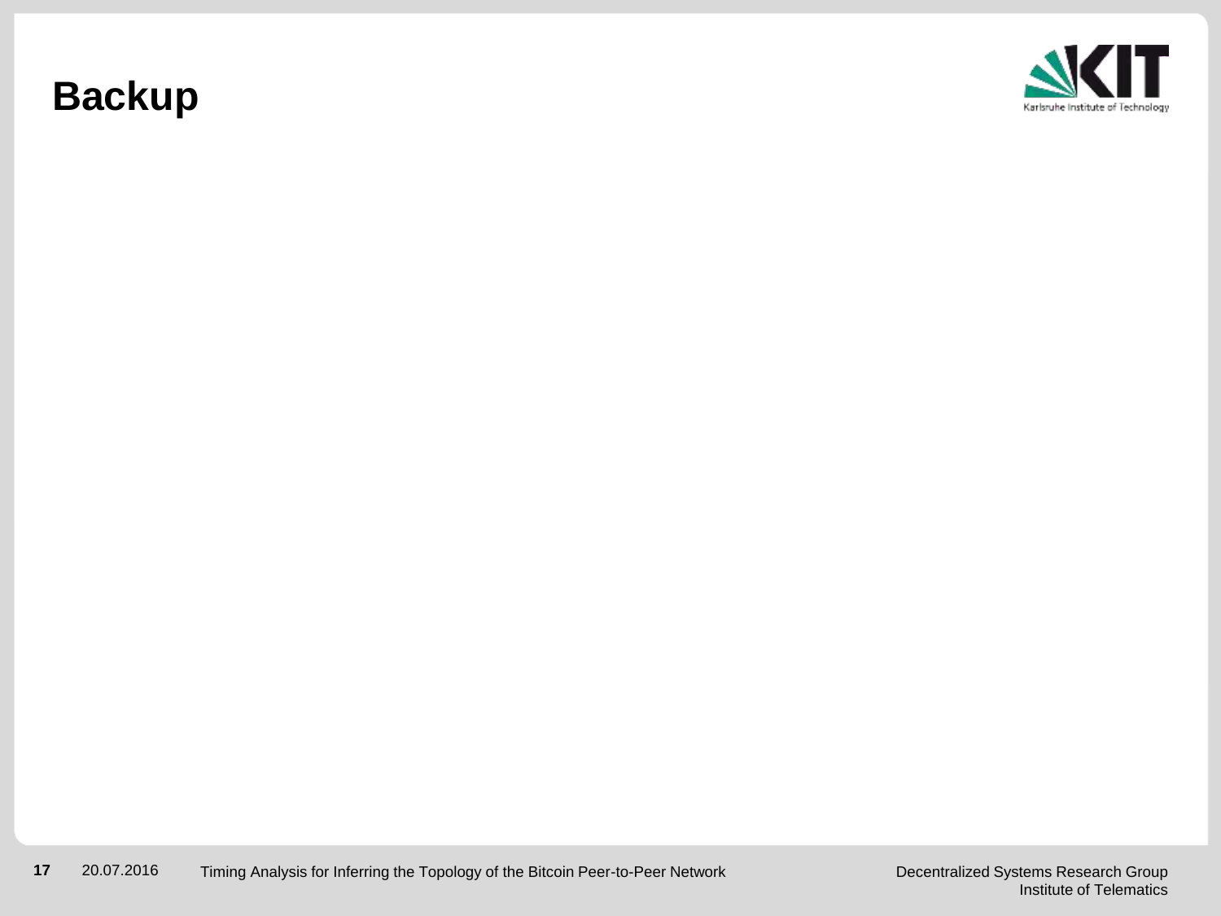# Backup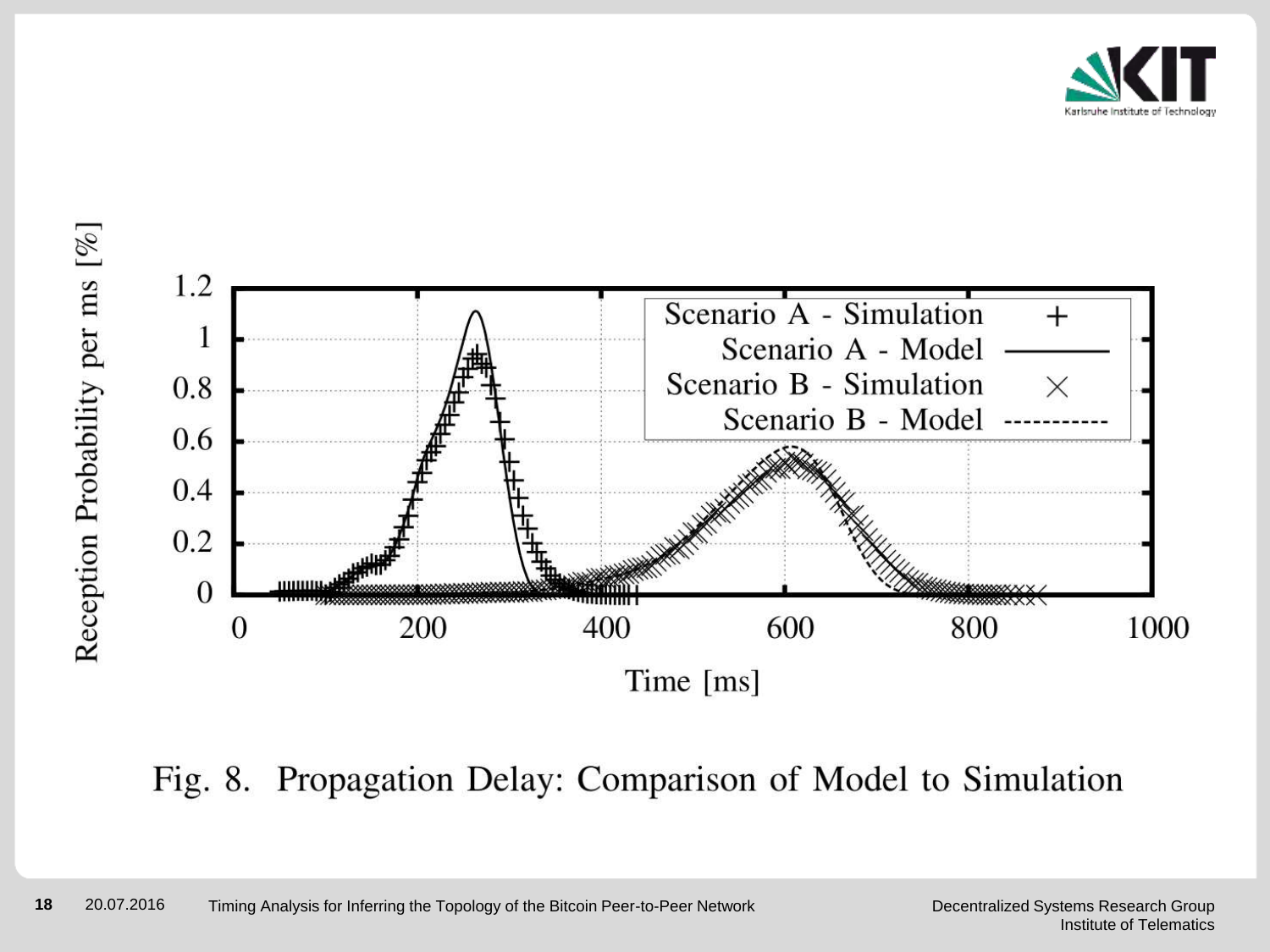Fig. 8. Propagation Delay: Comparison of Model to Simulation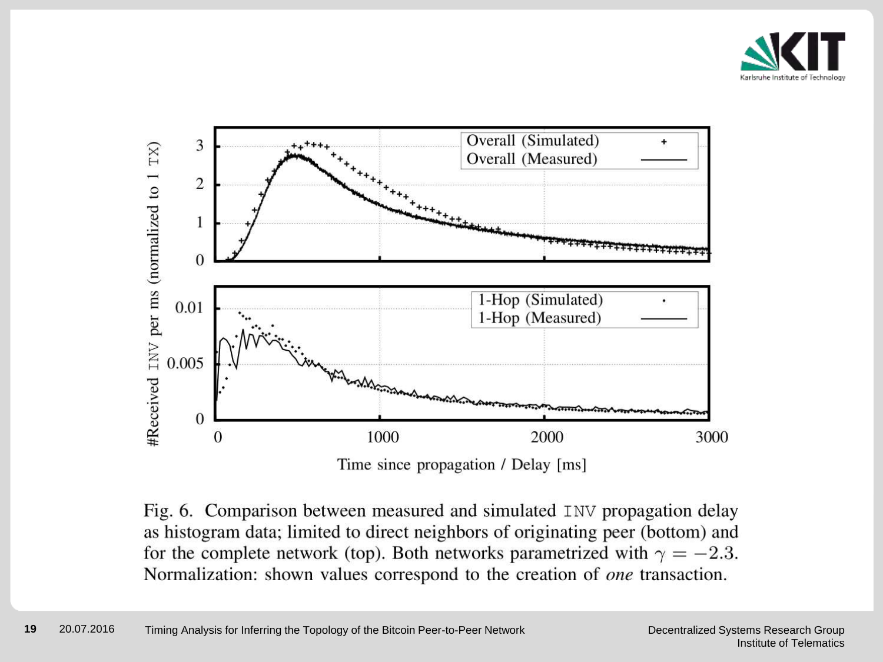Fig. 6. Comparison between measured and simulated INV propagation delay as histogram data; limited to direct neighbors of originating peer (bottom) and for the complete network (top). Both networks parametrized with $\gamma = -2.3$. Normalization: shown values correspond to the creation of *one* transaction.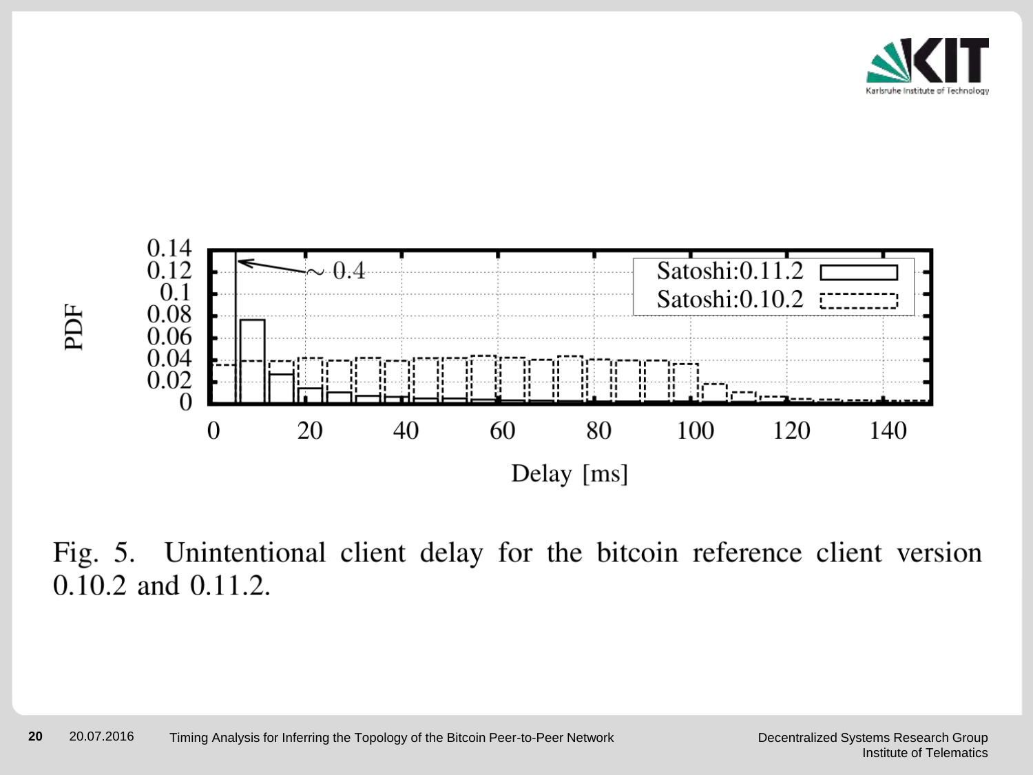Fig. 5. Unintentional client delay for the bitcoin reference client version 0.10.2 and 0.11.2.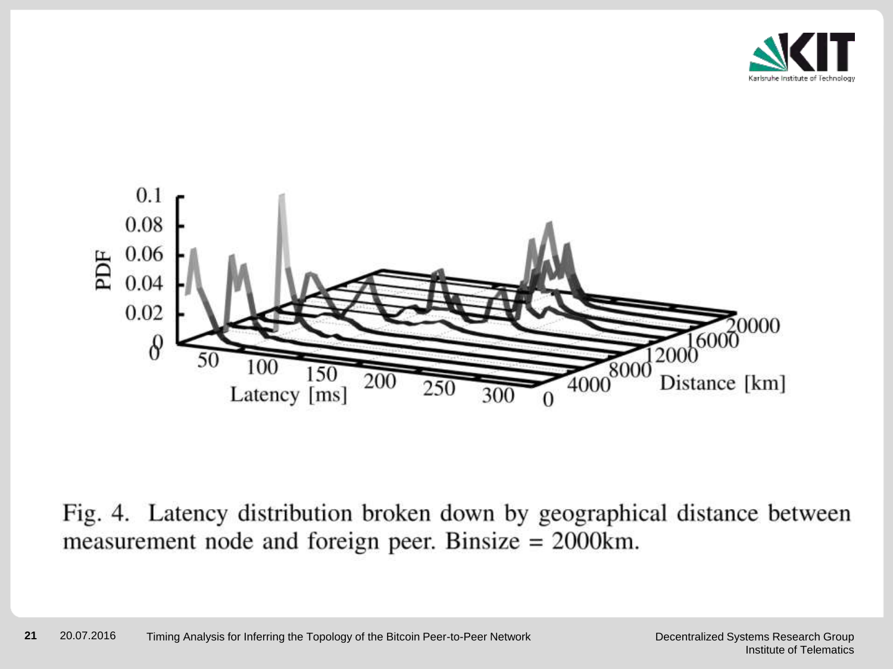PDF

0.1

0.08

0.06

0.04

0.02

0

0

50

100

150

200

250

300

Latency [ms]

0

4000

8000

12000

16000

20000

Distance [km]

Fig. 4. Latency distribution broken down by geographical distance between measurement node and foreign peer. Binsize = 2000km.